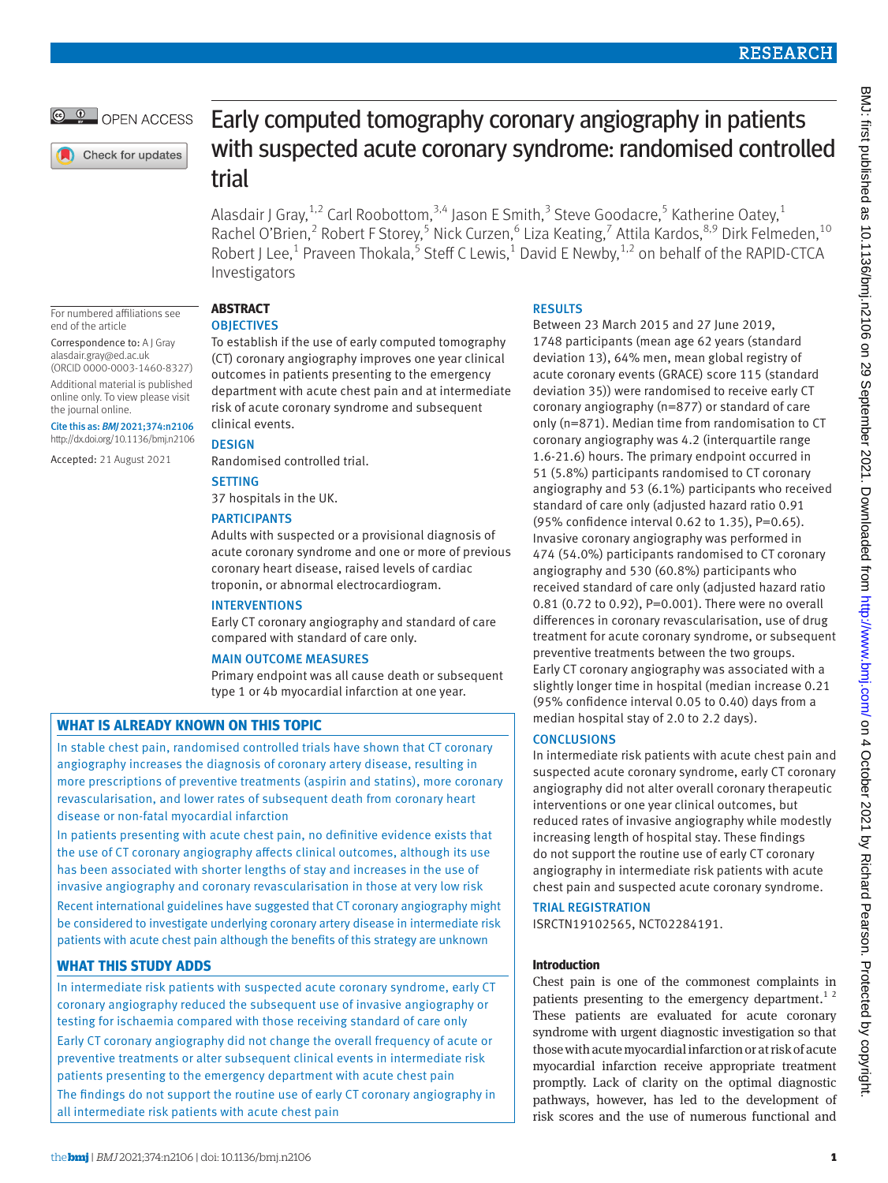# Early computed tomography coronary angiography in patients with suspected acute coronary syndrome: randomised controlled trial

Alasdair J Gray,[1,2] Carl Roobottom,[3,4] Jason E Smith,[3] Steve Goodacre,[5] Katherine Oatey,[1] Rachel O'Brien,[2] Robert F Storey,[5] Nick Curzen,[6] Liza Keating,[7] Attila Kardos,[8,9] Dirk Felmeden,[10] Robert J Lee,[1] Praveen Thokala,[5] Steff C Lewis,[1] David E Newby,[1,2] on behalf of the RAPID-CTCA Investigators

For numbered affiliations see end of the article

Correspondence to: A J Gray alasdair.gray@ed.ac.uk (ORCID 0000-0003-1460-8327)

Additional material is published online only. To view please visit the journal online.

Cite this as: *BMJ* 2021;374:n2106
http://dx.doi.org/10.1136/bmj.n2106

Accepted: 21 August 2021

## ABSTRACT

### OBJECTIVES

To establish if the use of early computed tomography (CT) coronary angiography improves one year clinical outcomes in patients presenting to the emergency department with acute chest pain and at intermediate risk of acute coronary syndrome and subsequent clinical events.

### DESIGN

Randomised controlled trial.

### SETTING

37 hospitals in the UK.

### PARTICIPANTS

Adults with suspected or a provisional diagnosis of acute coronary syndrome and one or more of previous coronary heart disease, raised levels of cardiac troponin, or abnormal electrocardiogram.

### INTERVENTIONS

Early CT coronary angiography and standard of care compared with standard of care only.

### MAIN OUTCOME MEASURES

Primary endpoint was all cause death or subsequent type 1 or 4b myocardial infarction at one year.

### RESULTS

Between 23 March 2015 and 27 June 2019, 1748 participants (mean age 62 years (standard deviation 13), 64% men, mean global registry of acute coronary events (GRACE) score 115 (standard deviation 35)) were randomised to receive early CT coronary angiography (n=877) or standard of care only (n=871). Median time from randomisation to CT coronary angiography was 4.2 (interquartile range 1.6-21.6) hours. The primary endpoint occurred in 51 (5.8%) participants randomised to CT coronary angiography and 53 (6.1%) participants who received standard of care only (adjusted hazard ratio 0.91 (95% confidence interval 0.62 to 1.35), P=0.65). Invasive coronary angiography was performed in 474 (54.0%) participants randomised to CT coronary angiography and 530 (60.8%) participants who received standard of care only (adjusted hazard ratio 0.81 (0.72 to 0.92), P=0.001). There were no overall differences in coronary revascularisation, use of drug treatment for acute coronary syndrome, or subsequent preventive treatments between the two groups. Early CT coronary angiography was associated with a slightly longer time in hospital (median increase 0.21 (95% confidence interval 0.05 to 0.40) days from a median hospital stay of 2.0 to 2.2 days).

### CONCLUSIONS

In intermediate risk patients with acute chest pain and suspected acute coronary syndrome, early CT coronary angiography did not alter overall coronary therapeutic interventions or one year clinical outcomes, but reduced rates of invasive angiography while modestly increasing length of hospital stay. These findings do not support the routine use of early CT coronary angiography in intermediate risk patients with acute chest pain and suspected acute coronary syndrome.

### TRIAL REGISTRATION

ISRCTN19102565, NCT02284191.

## WHAT IS ALREADY KNOWN ON THIS TOPIC

In stable chest pain, randomised controlled trials have shown that CT coronary angiography increases the diagnosis of coronary artery disease, resulting in more prescriptions of preventive treatments (aspirin and statins), more coronary revascularisation, and lower rates of subsequent death from coronary heart disease or non-fatal myocardial infarction

In patients presenting with acute chest pain, no definitive evidence exists that the use of CT coronary angiography affects clinical outcomes, although its use has been associated with shorter lengths of stay and increases in the use of invasive angiography and coronary revascularisation in those at very low risk

Recent international guidelines have suggested that CT coronary angiography might be considered to investigate underlying coronary artery disease in intermediate risk patients with acute chest pain although the benefits of this strategy are unknown

## WHAT THIS STUDY ADDS

In intermediate risk patients with suspected acute coronary syndrome, early CT coronary angiography reduced the subsequent use of invasive angiography or testing for ischaemia compared with those receiving standard of care only

Early CT coronary angiography did not change the overall frequency of acute or preventive treatments or alter subsequent clinical events in intermediate risk patients presenting to the emergency department with acute chest pain

The findings do not support the routine use of early CT coronary angiography in all intermediate risk patients with acute chest pain

## Introduction

Chest pain is one of the commonest complaints in patients presenting to the emergency department.[1 2] These patients are evaluated for acute coronary syndrome with urgent diagnostic investigation so that those with acute myocardial infarction or at risk of acute myocardial infarction receive appropriate treatment promptly. Lack of clarity on the optimal diagnostic pathways, however, has led to the development of risk scores and the use of numerous functional and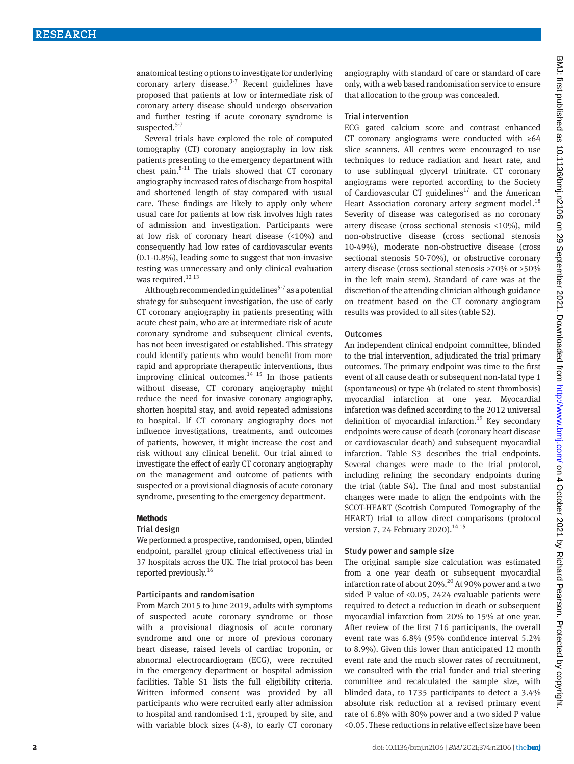anatomical testing options to investigate for underlying coronary artery disease.[3-7] Recent guidelines have proposed that patients at low or intermediate risk of coronary artery disease should undergo observation and further testing if acute coronary syndrome is suspected.[5-7]

Several trials have explored the role of computed tomography (CT) coronary angiography in low risk patients presenting to the emergency department with chest pain.[8-11] The trials showed that CT coronary angiography increased rates of discharge from hospital and shortened length of stay compared with usual care. These findings are likely to apply only where usual care for patients at low risk involves high rates of admission and investigation. Participants were at low risk of coronary heart disease (<10%) and consequently had low rates of cardiovascular events (0.1-0.8%), leading some to suggest that non-invasive testing was unnecessary and only clinical evaluation was required.[12,13]

Although recommended in guidelines[5-7] as a potential strategy for subsequent investigation, the use of early CT coronary angiography in patients presenting with acute chest pain, who are at intermediate risk of acute coronary syndrome and subsequent clinical events, has not been investigated or established. This strategy could identify patients who would benefit from more rapid and appropriate therapeutic interventions, thus improving clinical outcomes.[14,15] In those patients without disease, CT coronary angiography might reduce the need for invasive coronary angiography, shorten hospital stay, and avoid repeated admissions to hospital. If CT coronary angiography does not influence investigations, treatments, and outcomes of patients, however, it might increase the cost and risk without any clinical benefit. Our trial aimed to investigate the effect of early CT coronary angiography on the management and outcome of patients with suspected or a provisional diagnosis of acute coronary syndrome, presenting to the emergency department.

## Methods

### Trial design

We performed a prospective, randomised, open, blinded endpoint, parallel group clinical effectiveness trial in 37 hospitals across the UK. The trial protocol has been reported previously.[16]

### Participants and randomisation

From March 2015 to June 2019, adults with symptoms of suspected acute coronary syndrome or those with a provisional diagnosis of acute coronary syndrome and one or more of previous coronary heart disease, raised levels of cardiac troponin, or abnormal electrocardiogram (ECG), were recruited in the emergency department or hospital admission facilities. Table S1 lists the full eligibility criteria. Written informed consent was provided by all participants who were recruited early after admission to hospital and randomised 1:1, grouped by site, and with variable block sizes (4-8), to early CT coronary angiography with standard of care or standard of care only, with a web based randomisation service to ensure that allocation to the group was concealed.

### Trial intervention

ECG gated calcium score and contrast enhanced CT coronary angiograms were conducted with ≥64 slice scanners. All centres were encouraged to use techniques to reduce radiation and heart rate, and to use sublingual glyceryl trinitrate. CT coronary angiograms were reported according to the Society of Cardiovascular CT guidelines[17] and the American Heart Association coronary artery segment model.[18] Severity of disease was categorised as no coronary artery disease (cross sectional stenosis <10%), mild non-obstructive disease (cross sectional stenosis 10-49%), moderate non-obstructive disease (cross sectional stenosis 50-70%), or obstructive coronary artery disease (cross sectional stenosis >70% or >50% in the left main stem). Standard of care was at the discretion of the attending clinician although guidance on treatment based on the CT coronary angiogram results was provided to all sites (table S2).

### Outcomes

An independent clinical endpoint committee, blinded to the trial intervention, adjudicated the trial primary outcomes. The primary endpoint was time to the first event of all cause death or subsequent non-fatal type 1 (spontaneous) or type 4b (related to stent thrombosis) myocardial infarction at one year. Myocardial infarction was defined according to the 2012 universal definition of myocardial infarction.[19] Key secondary endpoints were cause of death (coronary heart disease or cardiovascular death) and subsequent myocardial infarction. Table S3 describes the trial endpoints. Several changes were made to the trial protocol, including refining the secondary endpoints during the trial (table S4). The final and most substantial changes were made to align the endpoints with the SCOT-HEART (Scottish Computed Tomography of the HEART) trial to allow direct comparisons (protocol version 7, 24 February 2020).[14,15]

### Study power and sample size

The original sample size calculation was estimated from a one year death or subsequent myocardial infarction rate of about 20%.[20] At 90% power and a two sided P value of <0.05, 2424 evaluable patients were required to detect a reduction in death or subsequent myocardial infarction from 20% to 15% at one year. After review of the first 716 participants, the overall event rate was 6.8% (95% confidence interval 5.2% to 8.9%). Given this lower than anticipated 12 month event rate and the much slower rates of recruitment, we consulted with the trial funder and trial steering committee and recalculated the sample size, with blinded data, to 1735 participants to detect a 3.4% absolute risk reduction at a revised primary event rate of 6.8% with 80% power and a two sided P value <0.05. These reductions in relative effect size have been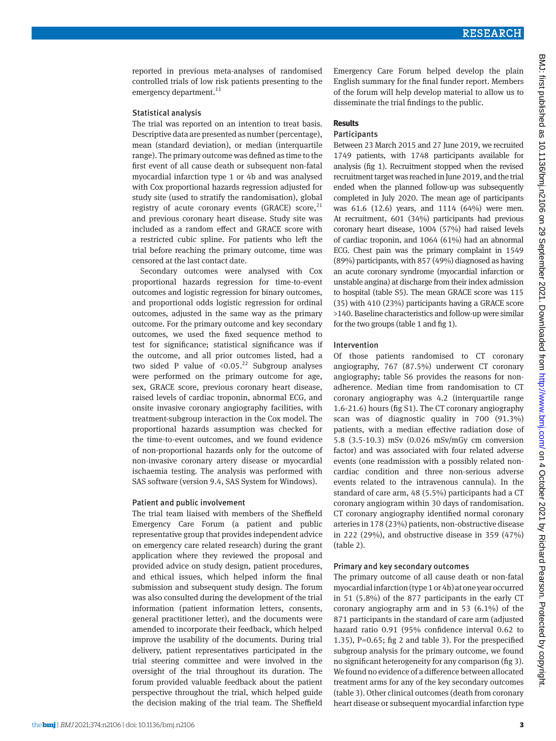reported in previous meta-analyses of randomised controlled trials of low risk patients presenting to the emergency department.[11]

### Statistical analysis

The trial was reported on an intention to treat basis. Descriptive data are presented as number (percentage), mean (standard deviation), or median (interquartile range). The primary outcome was defined as time to the first event of all cause death or subsequent non-fatal myocardial infarction type 1 or 4b and was analysed with Cox proportional hazards regression adjusted for study site (used to stratify the randomisation), global registry of acute coronary events (GRACE) score,[21] and previous coronary heart disease. Study site was included as a random effect and GRACE score with a restricted cubic spline. For patients who left the trial before reaching the primary outcome, time was censored at the last contact date.

Secondary outcomes were analysed with Cox proportional hazards regression for time-to-event outcomes and logistic regression for binary outcomes, and proportional odds logistic regression for ordinal outcomes, adjusted in the same way as the primary outcome. For the primary outcome and key secondary outcomes, we used the fixed sequence method to test for significance; statistical significance was if the outcome, and all prior outcomes listed, had a two sided P value of <0.05.[22] Subgroup analyses were performed on the primary outcome for age, sex, GRACE score, previous coronary heart disease, raised levels of cardiac troponin, abnormal ECG, and onsite invasive coronary angiography facilities, with treatment-subgroup interaction in the Cox model. The proportional hazards assumption was checked for the time-to-event outcomes, and we found evidence of non-proportional hazards only for the outcome of non-invasive coronary artery disease or myocardial ischaemia testing. The analysis was performed with SAS software (version 9.4, SAS System for Windows).

### Patient and public involvement

The trial team liaised with members of the Sheffield Emergency Care Forum (a patient and public representative group that provides independent advice on emergency care related research) during the grant application where they reviewed the proposal and provided advice on study design, patient procedures, and ethical issues, which helped inform the final submission and subsequent study design. The forum was also consulted during the development of the trial information (patient information letters, consents, general practitioner letter), and the documents were amended to incorporate their feedback, which helped improve the usability of the documents. During trial delivery, patient representatives participated in the trial steering committee and were involved in the oversight of the trial throughout its duration. The forum provided valuable feedback about the patient perspective throughout the trial, which helped guide the decision making of the trial team. The Sheffield Emergency Care Forum helped develop the plain English summary for the final funder report. Members of the forum will help develop material to allow us to disseminate the trial findings to the public.

## Results

### Participants

Between 23 March 2015 and 27 June 2019, we recruited 1749 patients, with 1748 participants available for analysis (fig 1). Recruitment stopped when the revised recruitment target was reached in June 2019, and the trial ended when the planned follow-up was subsequently completed in July 2020. The mean age of participants was 61.6 (12.6) years, and 1114 (64%) were men. At recruitment, 601 (34%) participants had previous coronary heart disease, 1004 (57%) had raised levels of cardiac troponin, and 1064 (61%) had an abnormal ECG. Chest pain was the primary complaint in 1549 (89%) participants, with 857 (49%) diagnosed as having an acute coronary syndrome (myocardial infarction or unstable angina) at discharge from their index admission to hospital (table S5). The mean GRACE score was 115 (35) with 410 (23%) participants having a GRACE score >140. Baseline characteristics and follow-up were similar for the two groups (table 1 and fig 1).

### Intervention

Of those patients randomised to CT coronary angiography, 767 (87.5%) underwent CT coronary angiography; table S6 provides the reasons for non-adherence. Median time from randomisation to CT coronary angiography was 4.2 (interquartile range 1.6-21.6) hours (fig S1). The CT coronary angiography scan was of diagnostic quality in 700 (91.3%) patients, with a median effective radiation dose of 5.8 (3.5-10.3) mSv (0.026 mSv/mGy cm conversion factor) and was associated with four related adverse events (one readmission with a possibly related non-cardiac condition and three non-serious adverse events related to the intravenous cannula). In the standard of care arm, 48 (5.5%) participants had a CT coronary angiogram within 30 days of randomisation. CT coronary angiography identified normal coronary arteries in 178 (23%) patients, non-obstructive disease in 222 (29%), and obstructive disease in 359 (47%) (table 2).

### Primary and key secondary outcomes

The primary outcome of all cause death or non-fatal myocardial infarction (type 1 or 4b) at one year occurred in 51 (5.8%) of the 877 participants in the early CT coronary angiography arm and in 53 (6.1%) of the 871 participants in the standard of care arm (adjusted hazard ratio 0.91 (95% confidence interval 0.62 to 1.35), P=0.65; fig 2 and table 3). For the prespecified subgroup analysis for the primary outcome, we found no significant heterogeneity for any comparison (fig 3). We found no evidence of a difference between allocated treatment arms for any of the key secondary outcomes (table 3). Other clinical outcomes (death from coronary heart disease or subsequent myocardial infarction type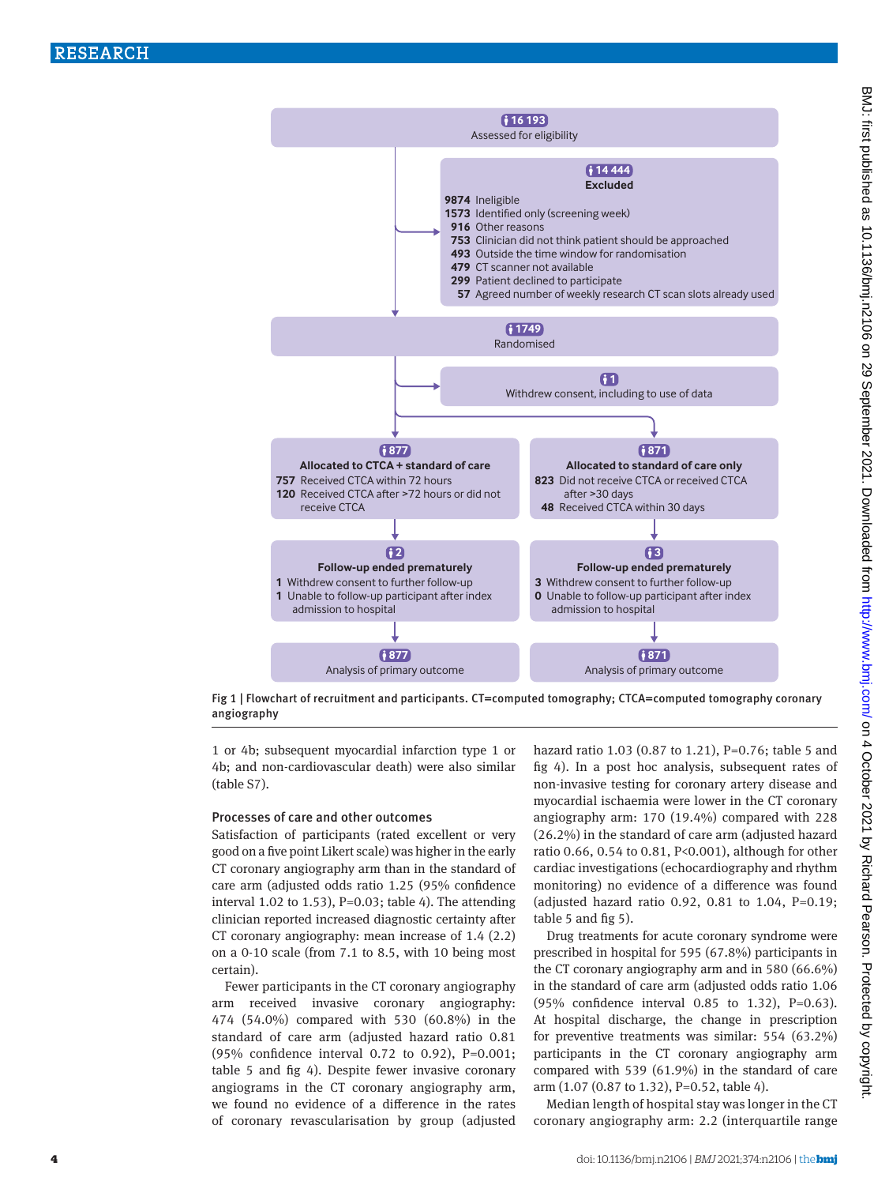16 193
Assessed for eligibility

14 444
**Excluded**
- 9874 Ineligible
- 1573 Identified only (screening week)
- 916 Other reasons
- 753 Clinician did not think patient should be approached
- 493 Outside the time window for randomisation
- 479 CT scanner not available
- 299 Patient declined to participate
- 57 Agreed number of weekly research CT scan slots already used

1749
Randomised

1
Withdrew consent, including to use of data

| 877 **Allocated to CTCA + standard of care** | 871 **Allocated to standard of care only** |
|---|---|
| 757 Received CTCA within 72 hours | 823 Did not receive CTCA or received CTCA after >30 days |
| 120 Received CTCA after >72 hours or did not receive CTCA | 48 Received CTCA within 30 days |
| 2 **Follow-up ended prematurely** | 3 **Follow-up ended prematurely** |
| 1 Withdrew consent to further follow-up | 3 Withdrew consent to further follow-up |
| 1 Unable to follow-up participant after index admission to hospital | 0 Unable to follow-up participant after index admission to hospital |
| 877 Analysis of primary outcome | 871 Analysis of primary outcome |

Fig 1 | Flowchart of recruitment and participants. CT=computed tomography; CTCA=computed tomography coronary angiography

1 or 4b; subsequent myocardial infarction type 1 or 4b; and non-cardiovascular death) were also similar (table S7).

### Processes of care and other outcomes

Satisfaction of participants (rated excellent or very good on a five point Likert scale) was higher in the early CT coronary angiography arm than in the standard of care arm (adjusted odds ratio 1.25 (95% confidence interval 1.02 to 1.53), P=0.03; table 4). The attending clinician reported increased diagnostic certainty after CT coronary angiography: mean increase of 1.4 (2.2) on a 0-10 scale (from 7.1 to 8.5, with 10 being most certain).

Fewer participants in the CT coronary angiography arm received invasive coronary angiography: 474 (54.0%) compared with 530 (60.8%) in the standard of care arm (adjusted hazard ratio 0.81 (95% confidence interval 0.72 to 0.92), P=0.001; table 5 and fig 4). Despite fewer invasive coronary angiograms in the CT coronary angiography arm, we found no evidence of a difference in the rates of coronary revascularisation by group (adjusted hazard ratio 1.03 (0.87 to 1.21), P=0.76; table 5 and fig 4). In a post hoc analysis, subsequent rates of non-invasive testing for coronary artery disease and myocardial ischaemia were lower in the CT coronary angiography arm: 170 (19.4%) compared with 228 (26.2%) in the standard of care arm (adjusted hazard ratio 0.66, 0.54 to 0.81, P<0.001), although for other cardiac investigations (echocardiography and rhythm monitoring) no evidence of a difference was found (adjusted hazard ratio 0.92, 0.81 to 1.04, P=0.19; table 5 and fig 5).

Drug treatments for acute coronary syndrome were prescribed in hospital for 595 (67.8%) participants in the CT coronary angiography arm and in 580 (66.6%) in the standard of care arm (adjusted odds ratio 1.06 (95% confidence interval 0.85 to 1.32), P=0.63). At hospital discharge, the change in prescription for preventive treatments was similar: 554 (63.2%) participants in the CT coronary angiography arm compared with 539 (61.9%) in the standard of care arm (1.07 (0.87 to 1.32), P=0.52, table 4).

Median length of hospital stay was longer in the CT coronary angiography arm: 2.2 (interquartile range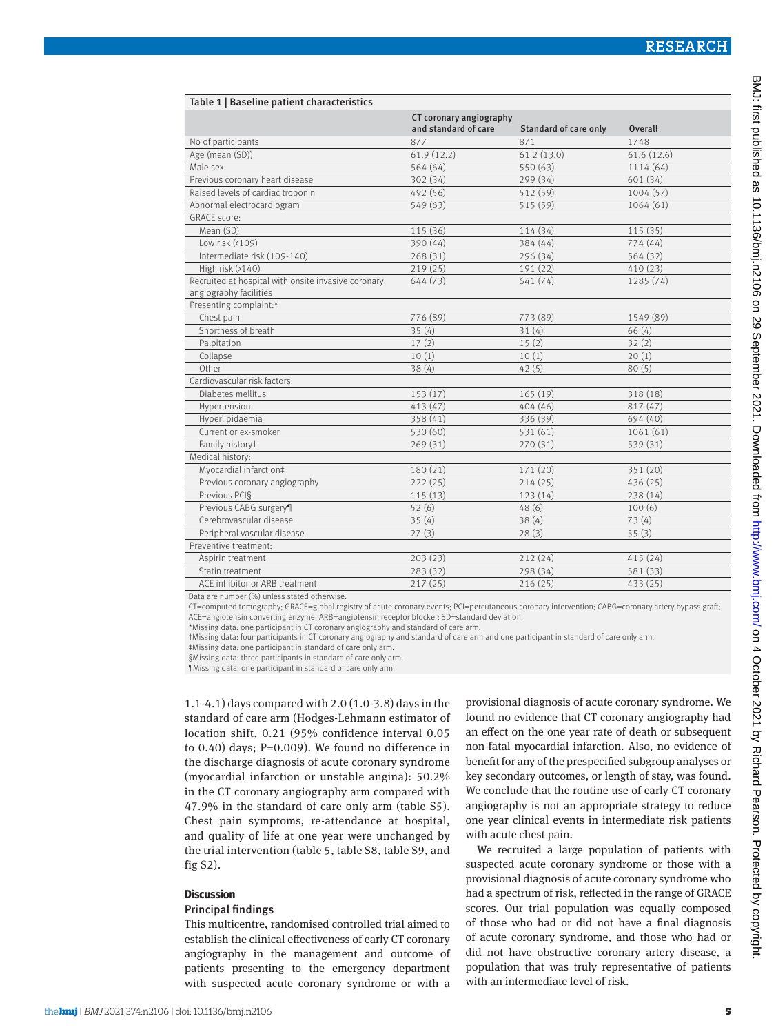Table 1 | Baseline patient characteristics

| | CT coronary angiography and standard of care | Standard of care only | Overall |
|---|---|---|---|
| No of participants | 877 | 871 | 1748 |
| Age (mean (SD)) | 61.9 (12.2) | 61.2 (13.0) | 61.6 (12.6) |
| Male sex | 564 (64) | 550 (63) | 1114 (64) |
| Previous coronary heart disease | 302 (34) | 299 (34) | 601 (34) |
| Raised levels of cardiac troponin | 492 (56) | 512 (59) | 1004 (57) |
| Abnormal electrocardiogram | 549 (63) | 515 (59) | 1064 (61) |
| GRACE score: | | | |
| Mean (SD) | 115 (36) | 114 (34) | 115 (35) |
| Low risk (<109) | 390 (44) | 384 (44) | 774 (44) |
| Intermediate risk (109-140) | 268 (31) | 296 (34) | 564 (32) |
| High risk (>140) | 219 (25) | 191 (22) | 410 (23) |
| Recruited at hospital with onsite invasive coronary angiography facilities | 644 (73) | 641 (74) | 1285 (74) |
| Presenting complaint:* | | | |
| Chest pain | 776 (89) | 773 (89) | 1549 (89) |
| Shortness of breath | 35 (4) | 31 (4) | 66 (4) |
| Palpitation | 17 (2) | 15 (2) | 32 (2) |
| Collapse | 10 (1) | 10 (1) | 20 (1) |
| Other | 38 (4) | 42 (5) | 80 (5) |
| Cardiovascular risk factors: | | | |
| Diabetes mellitus | 153 (17) | 165 (19) | 318 (18) |
| Hypertension | 413 (47) | 404 (46) | 817 (47) |
| Hyperlipidaemia | 358 (41) | 336 (39) | 694 (40) |
| Current or ex-smoker | 530 (60) | 531 (61) | 1061 (61) |
| Family history† | 269 (31) | 270 (31) | 539 (31) |
| Medical history: | | | |
| Myocardial infarction‡ | 180 (21) | 171 (20) | 351 (20) |
| Previous coronary angiography | 222 (25) | 214 (25) | 436 (25) |
| Previous PCI§ | 115 (13) | 123 (14) | 238 (14) |
| Previous CABG surgery¶ | 52 (6) | 48 (6) | 100 (6) |
| Cerebrovascular disease | 35 (4) | 38 (4) | 73 (4) |
| Peripheral vascular disease | 27 (3) | 28 (3) | 55 (3) |
| Preventive treatment: | | | |
| Aspirin treatment | 203 (23) | 212 (24) | 415 (24) |
| Statin treatment | 283 (32) | 298 (34) | 581 (33) |
| ACE inhibitor or ARB treatment | 217 (25) | 216 (25) | 433 (25) |

Data are number (%) unless stated otherwise.
CT=computed tomography; GRACE=global registry of acute coronary events; PCI=percutaneous coronary intervention; CABG=coronary artery bypass graft; ACE=angiotensin converting enzyme; ARB=angiotensin receptor blocker; SD=standard deviation.
*Missing data: one participant in CT coronary angiography and standard of care arm.
†Missing data: four participants in CT coronary angiography and standard of care arm and one participant in standard of care only arm.
‡Missing data: one participant in standard of care only arm.
§Missing data: three participants in standard of care only arm.
¶Missing data: one participant in standard of care only arm.

1.1-4.1) days compared with 2.0 (1.0-3.8) days in the standard of care arm (Hodges-Lehmann estimator of location shift, 0.21 (95% confidence interval 0.05 to 0.40) days; P=0.009). We found no difference in the discharge diagnosis of acute coronary syndrome (myocardial infarction or unstable angina): 50.2% in the CT coronary angiography arm compared with 47.9% in the standard of care only arm (table S5). Chest pain symptoms, re-attendance at hospital, and quality of life at one year were unchanged by the trial intervention (table 5, table S8, table S9, and fig S2).

## Discussion

### Principal findings

This multicentre, randomised controlled trial aimed to establish the clinical effectiveness of early CT coronary angiography in the management and outcome of patients presenting to the emergency department with suspected acute coronary syndrome or with a provisional diagnosis of acute coronary syndrome. We found no evidence that CT coronary angiography had an effect on the one year rate of death or subsequent non-fatal myocardial infarction. Also, no evidence of benefit for any of the prespecified subgroup analyses or key secondary outcomes, or length of stay, was found. We conclude that the routine use of early CT coronary angiography is not an appropriate strategy to reduce one year clinical events in intermediate risk patients with acute chest pain.

We recruited a large population of patients with suspected acute coronary syndrome or those with a provisional diagnosis of acute coronary syndrome who had a spectrum of risk, reflected in the range of GRACE scores. Our trial population was equally composed of those who had or did not have a final diagnosis of acute coronary syndrome, and those who had or did not have obstructive coronary artery disease, a population that was truly representative of patients with an intermediate level of risk.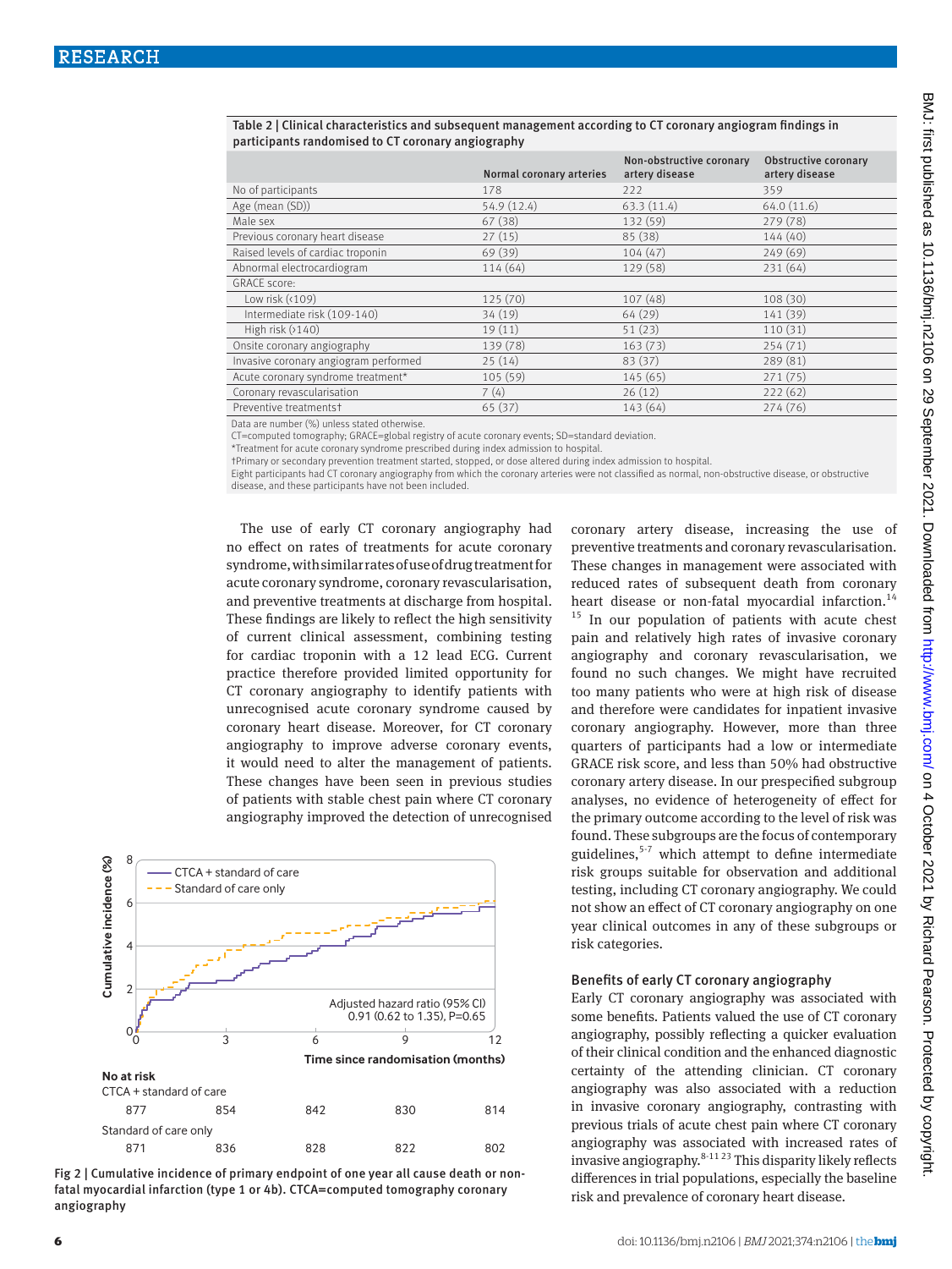**Table 2 | Clinical characteristics and subsequent management according to CT coronary angiogram findings in participants randomised to CT coronary angiography**

| | Normal coronary arteries | Non-obstructive coronary artery disease | Obstructive coronary artery disease |
|---|---|---|---|
| No of participants | 178 | 222 | 359 |
| Age (mean (SD)) | 54.9 (12.4) | 63.3 (11.4) | 64.0 (11.6) |
| Male sex | 67 (38) | 132 (59) | 279 (78) |
| Previous coronary heart disease | 27 (15) | 85 (38) | 144 (40) |
| Raised levels of cardiac troponin | 69 (39) | 104 (47) | 249 (69) |
| Abnormal electrocardiogram | 114 (64) | 129 (58) | 231 (64) |
| GRACE score: | | | |
| Low risk (<109) | 125 (70) | 107 (48) | 108 (30) |
| Intermediate risk (109-140) | 34 (19) | 64 (29) | 141 (39) |
| High risk (>140) | 19 (11) | 51 (23) | 110 (31) |
| Onsite coronary angiography | 139 (78) | 163 (73) | 254 (71) |
| Invasive coronary angiogram performed | 25 (14) | 83 (37) | 289 (81) |
| Acute coronary syndrome treatment* | 105 (59) | 145 (65) | 271 (75) |
| Coronary revascularisation | 7 (4) | 26 (12) | 222 (62) |
| Preventive treatments† | 65 (37) | 143 (64) | 274 (76) |

Data are number (%) unless stated otherwise.
CT=computed tomography; GRACE=global registry of acute coronary events; SD=standard deviation.
*Treatment for acute coronary syndrome prescribed during index admission to hospital.
†Primary or secondary prevention treatment started, stopped, or dose altered during index admission to hospital.
Eight participants had CT coronary angiography from which the coronary arteries were not classified as normal, non-obstructive disease, or obstructive disease, and these participants have not been included.

The use of early CT coronary angiography had no effect on rates of treatments for acute coronary syndrome, with similar rates of use of drug treatment for acute coronary syndrome, coronary revascularisation, and preventive treatments at discharge from hospital. These findings are likely to reflect the high sensitivity of current clinical assessment, combining testing for cardiac troponin with a 12 lead ECG. Current practice therefore provided limited opportunity for CT coronary angiography to identify patients with unrecognised acute coronary syndrome caused by coronary heart disease. Moreover, for CT coronary angiography to improve adverse coronary events, it would need to alter the management of patients. These changes have been seen in previous studies of patients with stable chest pain where CT coronary angiography improved the detection of unrecognised coronary artery disease, increasing the use of preventive treatments and coronary revascularisation. These changes in management were associated with reduced rates of subsequent death from coronary heart disease or non-fatal myocardial infarction.[14,15] In our population of patients with acute chest pain and relatively high rates of invasive coronary angiography and coronary revascularisation, we found no such changes. We might have recruited too many patients who were at high risk of disease and therefore were candidates for inpatient invasive coronary angiography. However, more than three quarters of participants had a low or intermediate GRACE risk score, and less than 50% had obstructive coronary artery disease. In our prespecified subgroup analyses, no evidence of heterogeneity of effect for the primary outcome according to the level of risk was found. These subgroups are the focus of contemporary guidelines,[5-7] which attempt to define intermediate risk groups suitable for observation and additional testing, including CT coronary angiography. We could not show an effect of CT coronary angiography on one year clinical outcomes in any of these subgroups or risk categories.

Fig 2 | Cumulative incidence of primary endpoint of one year all cause death or non-fatal myocardial infarction (type 1 or 4b). CTCA=computed tomography coronary angiography

### Benefits of early CT coronary angiography

Early CT coronary angiography was associated with some benefits. Patients valued the use of CT coronary angiography, possibly reflecting a quicker evaluation of their clinical condition and the enhanced diagnostic certainty of the attending clinician. CT coronary angiography was also associated with a reduction in invasive coronary angiography, contrasting with previous trials of acute chest pain where CT coronary angiography was associated with increased rates of invasive angiography.[8-11,23] This disparity likely reflects differences in trial populations, especially the baseline risk and prevalence of coronary heart disease.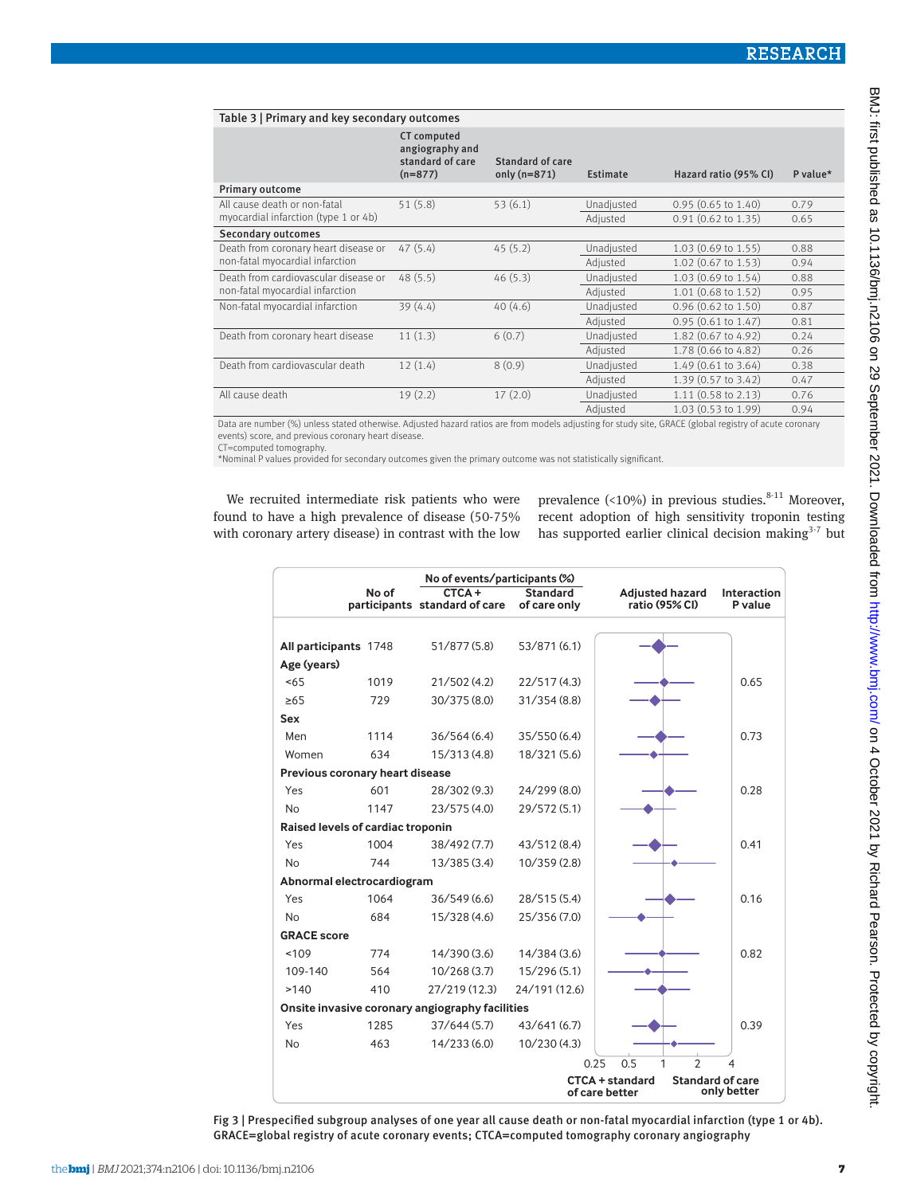Table 3 | Primary and key secondary outcomes

| | CT computed angiography and standard of care (n=877) | Standard of care only (n=871) | Estimate | Hazard ratio (95% CI) | P value* |
|---|---|---|---|---|---|
| **Primary outcome** | | | | | |
| All cause death or non-fatal myocardial infarction (type 1 or 4b) | 51 (5.8) | 53 (6.1) | Unadjusted | 0.95 (0.65 to 1.40) | 0.79 |
| | | | Adjusted | 0.91 (0.62 to 1.35) | 0.65 |
| **Secondary outcomes** | | | | | |
| Death from coronary heart disease or non-fatal myocardial infarction | 47 (5.4) | 45 (5.2) | Unadjusted | 1.03 (0.69 to 1.55) | 0.88 |
| | | | Adjusted | 1.02 (0.67 to 1.53) | 0.94 |
| Death from cardiovascular disease or non-fatal myocardial infarction | 48 (5.5) | 46 (5.3) | Unadjusted | 1.03 (0.69 to 1.54) | 0.88 |
| | | | Adjusted | 1.01 (0.68 to 1.52) | 0.95 |
| Non-fatal myocardial infarction | 39 (4.4) | 40 (4.6) | Unadjusted | 0.96 (0.62 to 1.50) | 0.87 |
| | | | Adjusted | 0.95 (0.61 to 1.47) | 0.81 |
| Death from coronary heart disease | 11 (1.3) | 6 (0.7) | Unadjusted | 1.82 (0.67 to 4.92) | 0.24 |
| | | | Adjusted | 1.78 (0.66 to 4.82) | 0.26 |
| Death from cardiovascular death | 12 (1.4) | 8 (0.9) | Unadjusted | 1.49 (0.61 to 3.64) | 0.38 |
| | | | Adjusted | 1.39 (0.57 to 3.42) | 0.47 |
| All cause death | 19 (2.2) | 17 (2.0) | Unadjusted | 1.11 (0.58 to 2.13) | 0.76 |
| | | | Adjusted | 1.03 (0.53 to 1.99) | 0.94 |

Data are number (%) unless stated otherwise. Adjusted hazard ratios are from models adjusting for study site, GRACE (global registry of acute coronary events) score, and previous coronary heart disease.
CT=computed tomography.
*Nominal P values provided for secondary outcomes given the primary outcome was not statistically significant.

We recruited intermediate risk patients who were found to have a high prevalence of disease (50-75% with coronary artery disease) in contrast with the low prevalence (<10%) in previous studies.[8-11] Moreover, recent adoption of high sensitivity troponin testing has supported earlier clinical decision making[3-7] but

| | No of participants | CTCA + standard of care: No of events/participants (%) | Standard of care only: No of events/participants (%) | Interaction P value |
|---|---|---|---|---|
| **All participants** | 1748 | 51/877 (5.8) | 53/871 (6.1) | |
| **Age (years)** | | | | |
| <65 | 1019 | 21/502 (4.2) | 22/517 (4.3) | 0.65 |
| ≥65 | 729 | 30/375 (8.0) | 31/354 (8.8) | |
| **Sex** | | | | |
| Men | 1114 | 36/564 (6.4) | 35/550 (6.4) | 0.73 |
| Women | 634 | 15/313 (4.8) | 18/321 (5.6) | |
| **Previous coronary heart disease** | | | | |
| Yes | 601 | 28/302 (9.3) | 24/299 (8.0) | 0.28 |
| No | 1147 | 23/575 (4.0) | 29/572 (5.1) | |
| **Raised levels of cardiac troponin** | | | | |
| Yes | 1004 | 38/492 (7.7) | 43/512 (8.4) | 0.41 |
| No | 744 | 13/385 (3.4) | 10/359 (2.8) | |
| **Abnormal electrocardiogram** | | | | |
| Yes | 1064 | 36/549 (6.6) | 28/515 (5.4) | 0.16 |
| No | 684 | 15/328 (4.6) | 25/356 (7.0) | |
| **GRACE score** | | | | |
| <109 | 774 | 14/390 (3.6) | 14/384 (3.6) | 0.82 |
| 109-140 | 564 | 10/268 (3.7) | 15/296 (5.1) | |
| >140 | 410 | 27/219 (12.3) | 24/191 (12.6) | |
| **Onsite invasive coronary angiography facilities** | | | | |
| Yes | 1285 | 37/644 (5.7) | 43/641 (6.7) | 0.39 |
| No | 463 | 14/233 (6.0) | 10/230 (4.3) | |

Adjusted hazard ratio (95% CI) axis: 0.25, 0.5, 1, 2, 4; CTCA + standard of care better / Standard of care only better

Fig 3 | Prespecified subgroup analyses of one year all cause death or non-fatal myocardial infarction (type 1 or 4b). GRACE=global registry of acute coronary events; CTCA=computed tomography coronary angiography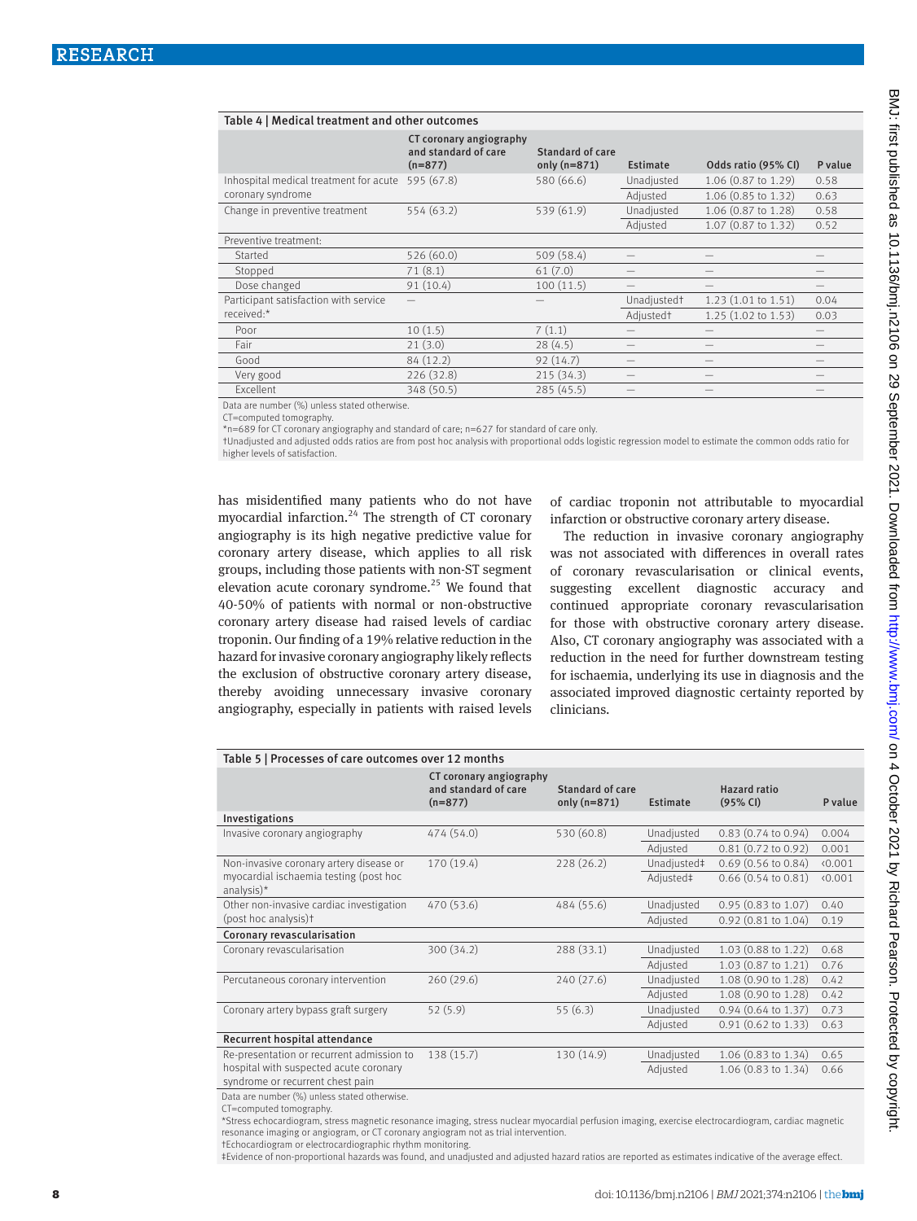Table 4 | Medical treatment and other outcomes

| | CT coronary angiography and standard of care (n=877) | Standard of care only (n=871) | Estimate | Odds ratio (95% CI) | P value |
|---|---|---|---|---|---|
| Inhospital medical treatment for acute coronary syndrome | 595 (67.8) | 580 (66.6) | Unadjusted | 1.06 (0.87 to 1.29) | 0.58 |
| | | | Adjusted | 1.06 (0.85 to 1.32) | 0.63 |
| Change in preventive treatment | 554 (63.2) | 539 (61.9) | Unadjusted | 1.06 (0.87 to 1.28) | 0.58 |
| | | | Adjusted | 1.07 (0.87 to 1.32) | 0.52 |
| Preventive treatment: | | | | | |
| Started | 526 (60.0) | 509 (58.4) | — | — | — |
| Stopped | 71 (8.1) | 61 (7.0) | — | — | — |
| Dose changed | 91 (10.4) | 100 (11.5) | — | — | — |
| Participant satisfaction with service received:* | — | — | Unadjusted† | 1.23 (1.01 to 1.51) | 0.04 |
| | | | Adjusted† | 1.25 (1.02 to 1.53) | 0.03 |
| Poor | 10 (1.5) | 7 (1.1) | — | — | — |
| Fair | 21 (3.0) | 28 (4.5) | — | — | — |
| Good | 84 (12.2) | 92 (14.7) | — | — | — |
| Very good | 226 (32.8) | 215 (34.3) | — | — | — |
| Excellent | 348 (50.5) | 285 (45.5) | — | — | — |

Data are number (%) unless stated otherwise.
CT=computed tomography.
*n=689 for CT coronary angiography and standard of care; n=627 for standard of care only.
†Unadjusted and adjusted odds ratios are from post hoc analysis with proportional odds logistic regression model to estimate the common odds ratio for higher levels of satisfaction.

has misidentified many patients who do not have myocardial infarction.[24] The strength of CT coronary angiography is its high negative predictive value for coronary artery disease, which applies to all risk groups, including those patients with non-ST segment elevation acute coronary syndrome.[25] We found that 40-50% of patients with normal or non-obstructive coronary artery disease had raised levels of cardiac troponin. Our finding of a 19% relative reduction in the hazard for invasive coronary angiography likely reflects the exclusion of obstructive coronary artery disease, thereby avoiding unnecessary invasive coronary angiography, especially in patients with raised levels of cardiac troponin not attributable to myocardial infarction or obstructive coronary artery disease.

The reduction in invasive coronary angiography was not associated with differences in overall rates of coronary revascularisation or clinical events, suggesting excellent diagnostic accuracy and continued appropriate coronary revascularisation for those with obstructive coronary artery disease. Also, CT coronary angiography was associated with a reduction in the need for further downstream testing for ischaemia, underlying its use in diagnosis and the associated improved diagnostic certainty reported by clinicians.

Table 5 | Processes of care outcomes over 12 months

| | CT coronary angiography and standard of care (n=877) | Standard of care only (n=871) | Estimate | Hazard ratio (95% CI) | P value |
|---|---|---|---|---|---|
| **Investigations** | | | | | |
| Invasive coronary angiography | 474 (54.0) | 530 (60.8) | Unadjusted | 0.83 (0.74 to 0.94) | 0.004 |
| | | | Adjusted | 0.81 (0.72 to 0.92) | 0.001 |
| Non-invasive coronary artery disease or myocardial ischaemia testing (post hoc analysis)* | 170 (19.4) | 228 (26.2) | Unadjusted‡ | 0.69 (0.56 to 0.84) | <0.001 |
| | | | Adjusted‡ | 0.66 (0.54 to 0.81) | <0.001 |
| Other non-invasive cardiac investigation (post hoc analysis)† | 470 (53.6) | 484 (55.6) | Unadjusted | 0.95 (0.83 to 1.07) | 0.40 |
| | | | Adjusted | 0.92 (0.81 to 1.04) | 0.19 |
| **Coronary revascularisation** | | | | | |
| Coronary revascularisation | 300 (34.2) | 288 (33.1) | Unadjusted | 1.03 (0.88 to 1.22) | 0.68 |
| | | | Adjusted | 1.03 (0.87 to 1.21) | 0.76 |
| Percutaneous coronary intervention | 260 (29.6) | 240 (27.6) | Unadjusted | 1.08 (0.90 to 1.28) | 0.42 |
| | | | Adjusted | 1.08 (0.90 to 1.28) | 0.42 |
| Coronary artery bypass graft surgery | 52 (5.9) | 55 (6.3) | Unadjusted | 0.94 (0.64 to 1.37) | 0.73 |
| | | | Adjusted | 0.91 (0.62 to 1.33) | 0.63 |
| **Recurrent hospital attendance** | | | | | |
| Re-presentation or recurrent admission to hospital with suspected acute coronary syndrome or recurrent chest pain | 138 (15.7) | 130 (14.9) | Unadjusted | 1.06 (0.83 to 1.34) | 0.65 |
| | | | Adjusted | 1.06 (0.83 to 1.34) | 0.66 |

Data are number (%) unless stated otherwise.
CT=computed tomography.
*Stress echocardiogram, stress magnetic resonance imaging, stress nuclear myocardial perfusion imaging, exercise electrocardiogram, cardiac magnetic resonance imaging or angiogram, or CT coronary angiogram not as trial intervention.
†Echocardiogram or electrocardiographic rhythm monitoring.
‡Evidence of non-proportional hazards was found, and unadjusted and adjusted hazard ratios are reported as estimates indicative of the average effect.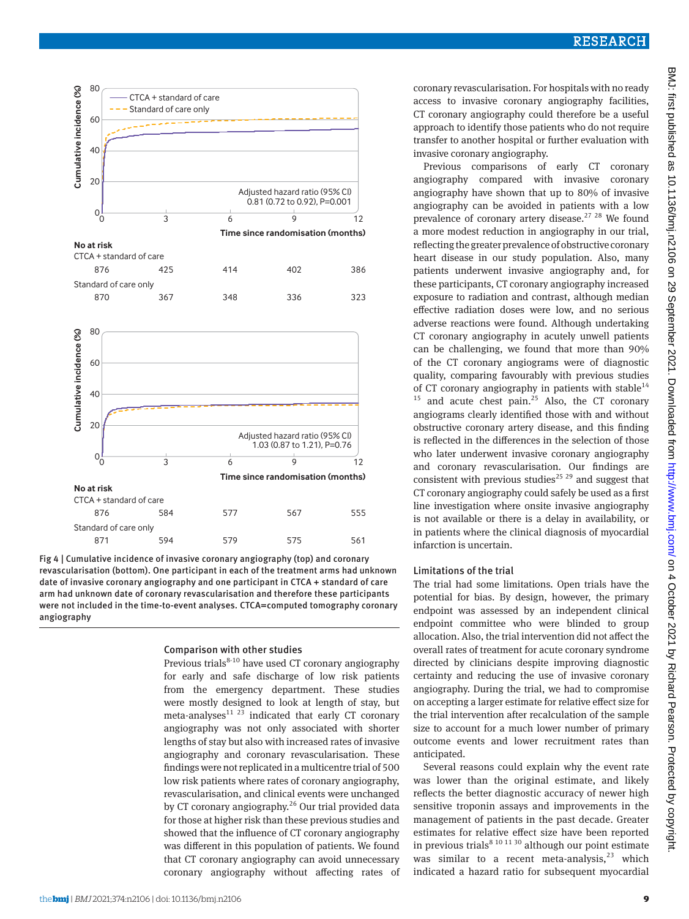coronary revascularisation. For hospitals with no ready access to invasive coronary angiography facilities, CT coronary angiography could therefore be a useful approach to identify those patients who do not require transfer to another hospital or further evaluation with invasive coronary angiography.

Previous comparisons of early CT coronary angiography compared with invasive coronary angiography have shown that up to 80% of invasive angiography can be avoided in patients with a low prevalence of coronary artery disease.[27 28] We found a more modest reduction in angiography in our trial, reflecting the greater prevalence of obstructive coronary heart disease in our study population. Also, many patients underwent invasive angiography and, for these participants, CT coronary angiography increased exposure to radiation and contrast, although median effective radiation doses were low, and no serious adverse reactions were found. Although undertaking CT coronary angiography in acutely unwell patients can be challenging, we found that more than 90% of the CT coronary angiograms were of diagnostic quality, comparing favourably with previous studies of CT coronary angiography in patients with stable[14 15] and acute chest pain.[25] Also, the CT coronary angiograms clearly identified those with and without obstructive coronary artery disease, and this finding is reflected in the differences in the selection of those who later underwent invasive coronary angiography and coronary revascularisation. Our findings are consistent with previous studies[25 29] and suggest that CT coronary angiography could safely be used as a first line investigation where onsite invasive angiography is not available or there is a delay in availability, or in patients where the clinical diagnosis of myocardial infarction is uncertain.

| No at risk | 0 | 3 | 6 | 9 | 12 |
|---|---|---|---|---|---|
| CTCA + standard of care | 876 | 425 | 414 | 402 | 386 |
| Standard of care only | 870 | 367 | 348 | 336 | 323 |

Adjusted hazard ratio (95% CI) 0.81 (0.72 to 0.92), P=0.001

| No at risk | 0 | 3 | 6 | 9 | 12 |
|---|---|---|---|---|---|
| CTCA + standard of care | 876 | 584 | 577 | 567 | 555 |
| Standard of care only | 871 | 594 | 579 | 575 | 561 |

Adjusted hazard ratio (95% CI) 1.03 (0.87 to 1.21), P=0.76

Fig 4 | Cumulative incidence of invasive coronary angiography (top) and coronary revascularisation (bottom). One participant in each of the treatment arms had unknown date of invasive coronary angiography and one participant in CTCA + standard of care arm had unknown date of coronary revascularisation and therefore these participants were not included in the time-to-event analyses. CTCA=computed tomography coronary angiography

### Comparison with other studies

Previous trials[8-10] have used CT coronary angiography for early and safe discharge of low risk patients from the emergency department. These studies were mostly designed to look at length of stay, but meta-analyses[11 23] indicated that early CT coronary angiography was not only associated with shorter lengths of stay but also with increased rates of invasive angiography and coronary revascularisation. These findings were not replicated in a multicentre trial of 500 low risk patients where rates of coronary angiography, revascularisation, and clinical events were unchanged by CT coronary angiography.[26] Our trial provided data for those at higher risk than these previous studies and showed that the influence of CT coronary angiography was different in this population of patients. We found that CT coronary angiography can avoid unnecessary coronary angiography without affecting rates of

### Limitations of the trial

The trial had some limitations. Open trials have the potential for bias. By design, however, the primary endpoint was assessed by an independent clinical endpoint committee who were blinded to group allocation. Also, the trial intervention did not affect the overall rates of treatment for acute coronary syndrome directed by clinicians despite improving diagnostic certainty and reducing the use of invasive coronary angiography. During the trial, we had to compromise on accepting a larger estimate for relative effect size for the trial intervention after recalculation of the sample size to account for a much lower number of primary outcome events and lower recruitment rates than anticipated.

Several reasons could explain why the event rate was lower than the original estimate, and likely reflects the better diagnostic accuracy of newer high sensitive troponin assays and improvements in the management of patients in the past decade. Greater estimates for relative effect size have been reported in previous trials[8 10 11 30] although our point estimate was similar to a recent meta-analysis,[23] which indicated a hazard ratio for subsequent myocardial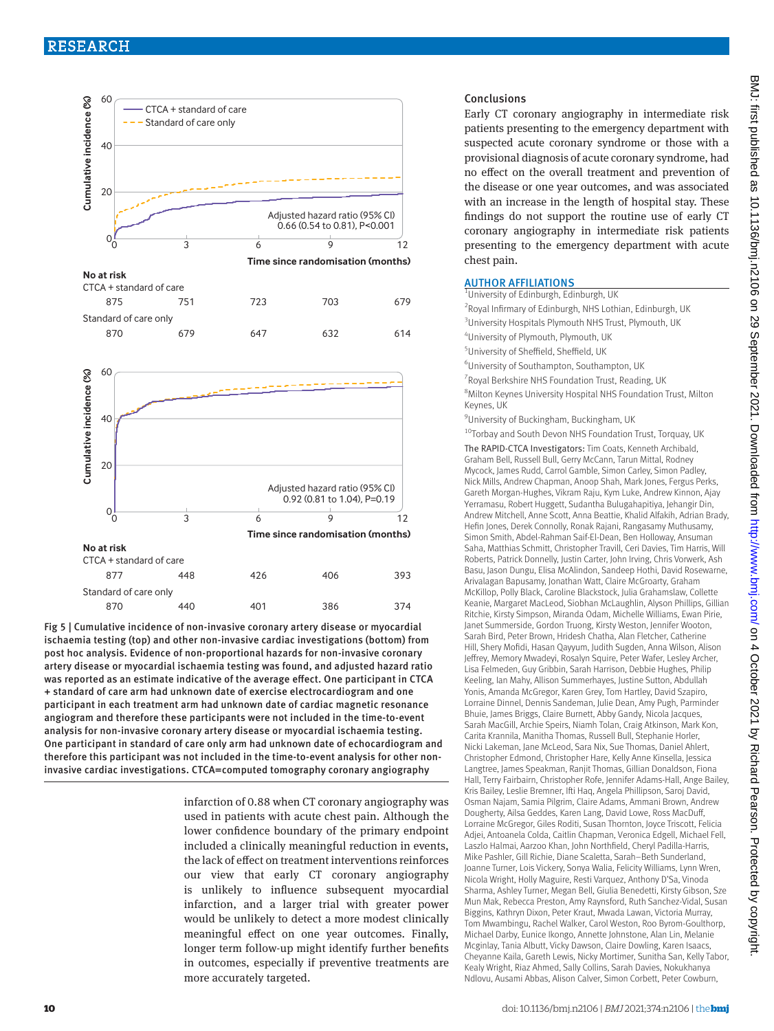No at risk

| | | | | | |
|---|---|---|---|---|---|
| CTCA + standard of care | 875 | 751 | 723 | 703 | 679 |
| Standard of care only | 870 | 679 | 647 | 632 | 614 |

No at risk

| | | | | | |
|---|---|---|---|---|---|
| CTCA + standard of care | 877 | 448 | 426 | 406 | 393 |
| Standard of care only | 870 | 440 | 401 | 386 | 374 |

Fig 5 | Cumulative incidence of non-invasive coronary artery disease or myocardial ischaemia testing (top) and other non-invasive cardiac investigations (bottom) from post hoc analysis. Evidence of non-proportional hazards for non-invasive coronary artery disease or myocardial ischaemia testing was found, and adjusted hazard ratio was reported as an estimate indicative of the average effect. One participant in CTCA + standard of care arm had unknown date of exercise electrocardiogram and one participant in each treatment arm had unknown date of cardiac magnetic resonance angiogram and therefore these participants were not included in the time-to-event analysis for non-invasive coronary artery disease or myocardial ischaemia testing. One participant in standard of care only arm had unknown date of echocardiogram and therefore this participant was not included in the time-to-event analysis for other non-invasive cardiac investigations. CTCA=computed tomography coronary angiography

infarction of 0.88 when CT coronary angiography was used in patients with acute chest pain. Although the lower confidence boundary of the primary endpoint included a clinically meaningful reduction in events, the lack of effect on treatment interventions reinforces our view that early CT coronary angiography is unlikely to influence subsequent myocardial infarction, and a larger trial with greater power would be unlikely to detect a more modest clinically meaningful effect on one year outcomes. Finally, longer term follow-up might identify further benefits in outcomes, especially if preventive treatments are more accurately targeted.

## Conclusions

Early CT coronary angiography in intermediate risk patients presenting to the emergency department with suspected acute coronary syndrome or those with a provisional diagnosis of acute coronary syndrome, had no effect on the overall treatment and prevention of the disease or one year outcomes, and was associated with an increase in the length of hospital stay. These findings do not support the routine use of early CT coronary angiography in intermediate risk patients presenting to the emergency department with acute chest pain.

## AUTHOR AFFILIATIONS

[1]University of Edinburgh, Edinburgh, UK

[2]Royal Infirmary of Edinburgh, NHS Lothian, Edinburgh, UK

[3]University Hospitals Plymouth NHS Trust, Plymouth, UK

[4]University of Plymouth, Plymouth, UK

[5]University of Sheffield, Sheffield, UK

[6]University of Southampton, Southampton, UK

[7]Royal Berkshire NHS Foundation Trust, Reading, UK

[8]Milton Keynes University Hospital NHS Foundation Trust, Milton Keynes, UK

[9]University of Buckingham, Buckingham, UK

[10]Torbay and South Devon NHS Foundation Trust, Torquay, UK

The RAPID-CTCA Investigators: Tim Coats, Kenneth Archibald, Graham Bell, Russell Bull, Gerry McCann, Tarun Mittal, Rodney Mycock, James Rudd, Carrol Gamble, Simon Carley, Simon Padley, Nick Mills, Andrew Chapman, Anoop Shah, Mark Jones, Fergus Perks, Gareth Morgan-Hughes, Vikram Raju, Kym Luke, Andrew Kinnon, Ajay Yerramasu, Robert Huggett, Sudantha Bulugahapitiya, Jehangir Din, Andrew Mitchell, Anne Scott, Anna Beattie, Khalid Alfakih, Adrian Brady, Hefin Jones, Derek Connolly, Ronak Rajani, Rangasamy Muthusamy, Simon Smith, Abdel-Rahman Saif-El-Dean, Ben Holloway, Ansuman Saha, Matthias Schmitt, Christopher Travill, Ceri Davies, Tim Harris, Will Roberts, Patrick Donnelly, Justin Carter, John Irving, Chris Vorwerk, Ash Basu, Jason Dungu, Elisa McAlindon, Sandeep Hothi, David Rosewarne, Arivalagan Bapusamy, Jonathan Watt, Claire McGroarty, Graham McKillop, Polly Black, Caroline Blackstock, Julia Grahamslaw, Collette Keanie, Margaret MacLeod, Siobhan McLaughlin, Alyson Phillips, Gillian Ritchie, Kirsty Simpson, Miranda Odam, Michelle Williams, Ewan Pirie, Janet Summerside, Gordon Truong, Kirsty Weston, Jennifer Wooton, Sarah Bird, Peter Brown, Hridesh Chatha, Alan Fletcher, Catherine Hill, Shery Mofidi, Hasan Qayyum, Judith Sugden, Anna Wilson, Alison Jeffrey, Memory Mwadeyi, Rosalyn Squire, Peter Wafer, Lesley Archer, Lisa Felmeden, Guy Gribbin, Sarah Harrison, Debbie Hughes, Philip Keeling, Ian Mahy, Allison Summerhayes, Justine Sutton, Abdullah Yonis, Amanda McGregor, Karen Grey, Tom Hartley, David Szapiro, Lorraine Dinnel, Dennis Sandeman, Julie Dean, Amy Pugh, Parminder Bhuie, James Briggs, Claire Burnett, Abby Gandy, Nicola Jacques, Sarah MacGill, Archie Speirs, Niamh Tolan, Craig Atkinson, Mark Kon, Carita Krannila, Manitha Thomas, Russell Bull, Stephanie Horler, Nicki Lakeman, Jane McLeod, Sara Nix, Sue Thomas, Daniel Ahlert, Christopher Edmond, Christopher Hare, Kelly Anne Kinsella, Jessica Langtree, James Speakman, Ranjit Thomas, Gillian Donaldson, Fiona Hall, Terry Fairbairn, Christopher Rofe, Jennifer Adams-Hall, Ange Bailey, Kris Bailey, Leslie Bremner, Ifti Haq, Angela Phillipson, Saroj David, Osman Najam, Samia Pilgrim, Claire Adams, Ammani Brown, Andrew Dougherty, Ailsa Geddes, Karen Lang, David Lowe, Ross MacDuff, Lorraine McGregor, Giles Roditi, Susan Thornton, Joyce Triscott, Felicia Adjei, Antoanela Colda, Caitlin Chapman, Veronica Edgell, Michael Fell, Laszlo Halmai, Aarzoo Khan, John Northfield, Cheryl Padilla-Harris, Mike Pashler, Gill Richie, Diane Scaletta, Sarah–Beth Sunderland, Joanne Turner, Lois Vickery, Sonya Walia, Felicity Williams, Lynn Wren, Nicola Wright, Holly Maguire, Resti Varquez, Anthony D'Sa, Vinoda Sharma, Ashley Turner, Megan Bell, Giulia Benedetti, Kirsty Gibson, Sze Mun Mak, Rebecca Preston, Amy Raynsford, Ruth Sanchez-Vidal, Susan Biggins, Kathryn Dixon, Peter Kraut, Mwada Lawan, Victoria Murray, Tom Mwambingu, Rachel Walker, Carol Weston, Roo Byrom-Goulthorp, Michael Darby, Eunice Ikongo, Annette Johnstone, Alan Lin, Melanie Mcginlay, Tania Albutt, Vicky Dawson, Claire Dowling, Karen Isaacs, Cheyanne Kaila, Gareth Lewis, Nicky Mortimer, Sunitha San, Kelly Tabor, Kealy Wright, Riaz Ahmed, Sally Collins, Sarah Davies, Nokukhanya Ndlovu, Ausami Abbas, Alison Calver, Simon Corbett, Peter Cowburn,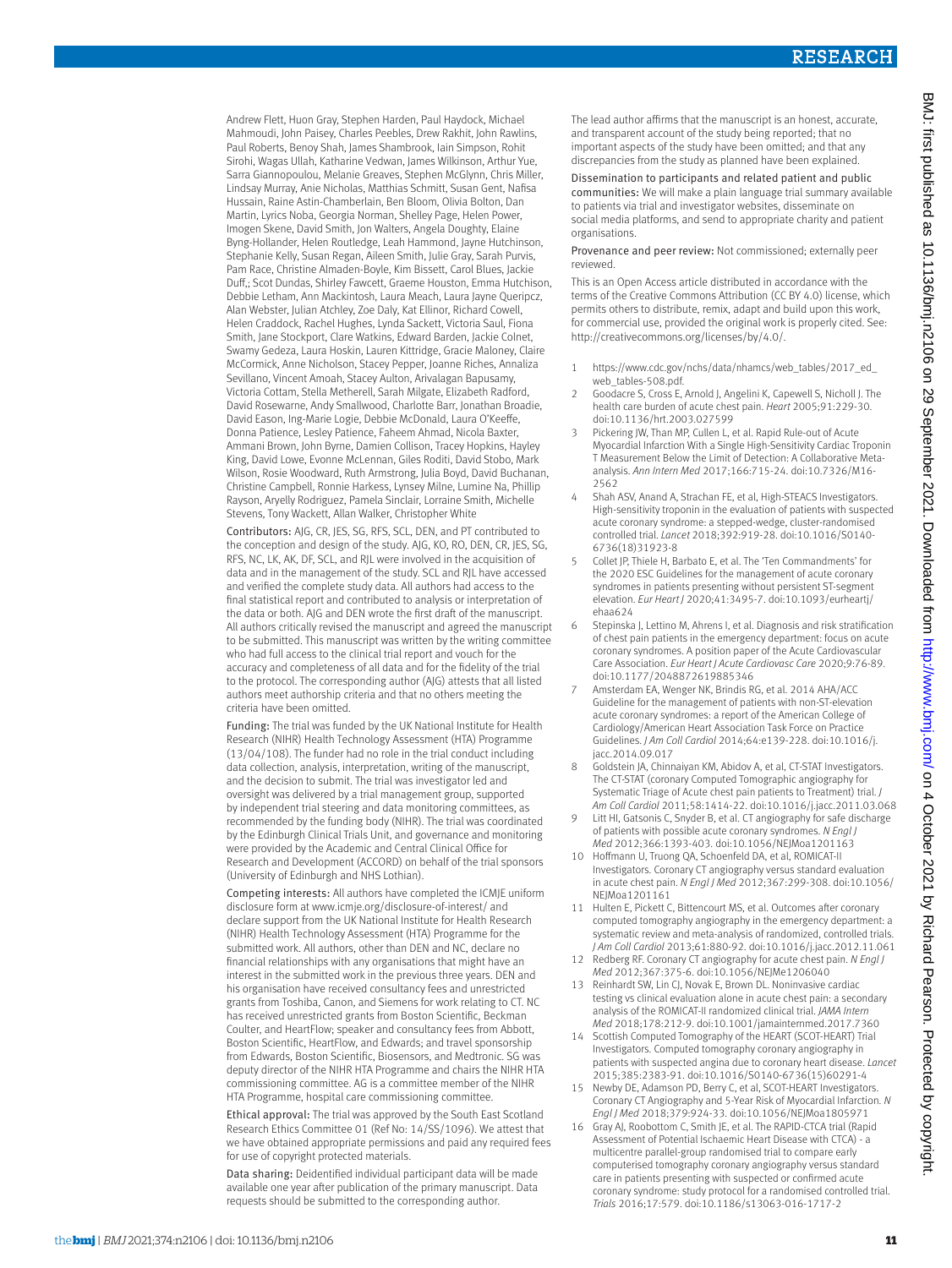Andrew Flett, Huon Gray, Stephen Harden, Paul Haydock, Michael Mahmoudi, John Paisey, Charles Peebles, Drew Rakhit, John Rawlins, Paul Roberts, Benoy Shah, James Shambrook, Iain Simpson, Rohit Sirohi, Wagas Ullah, Katharine Vedwan, James Wilkinson, Arthur Yue, Sarra Giannopoulou, Melanie Greaves, Stephen McGlynn, Chris Miller, Lindsay Murray, Anie Nicholas, Matthias Schmitt, Susan Gent, Nafisa Hussain, Raine Astin-Chamberlain, Ben Bloom, Olivia Bolton, Dan Martin, Lyrics Noba, Georgia Norman, Shelley Page, Helen Power, Imogen Skene, David Smith, Jon Walters, Angela Doughty, Elaine Byng-Hollander, Helen Routledge, Leah Hammond, Jayne Hutchinson, Stephanie Kelly, Susan Regan, Aileen Smith, Julie Gray, Sarah Purvis, Pam Race, Christine Almaden-Boyle, Kim Bissett, Carol Blues, Jackie Duff,; Scot Dundas, Shirley Fawcett, Graeme Houston, Emma Hutchison, Debbie Letham, Ann Mackintosh, Laura Meach, Laura Jayne Queripcz, Alan Webster, Julian Atchley, Zoe Daly, Kat Ellinor, Richard Cowell, Helen Craddock, Rachel Hughes, Lynda Sackett, Victoria Saul, Fiona Smith, Jane Stockport, Clare Watkins, Edward Barden, Jackie Colnet, Swamy Gedeza, Laura Hoskin, Lauren Kittridge, Gracie Maloney, Claire McCormick, Anne Nicholson, Stacey Pepper, Joanne Riches, Annaliza Sevillano, Vincent Amoah, Stacey Aulton, Arivalagan Bapusamy, Victoria Cottam, Stella Metherell, Sarah Milgate, Elizabeth Radford, David Rosewarne, Andy Smallwood, Charlotte Barr, Jonathan Broadie, David Eason, Ing-Marie Logie, Debbie McDonald, Laura O'Keeffe, Donna Patience, Lesley Patience, Faheem Ahmad, Nicola Baxter, Ammani Brown, John Byrne, Damien Collison, Tracey Hopkins, Hayley King, David Lowe, Evonne McLennan, Giles Roditi, David Stobo, Mark Wilson, Rosie Woodward, Ruth Armstrong, Julia Boyd, David Buchanan, Christine Campbell, Ronnie Harkess, Lynsey Milne, Lumine Na, Phillip Rayson, Aryelly Rodriguez, Pamela Sinclair, Lorraine Smith, Michelle Stevens, Tony Wackett, Allan Walker, Christopher White

Contributors: AJG, CR, JES, SG, RFS, SCL, DEN, and PT contributed to the conception and design of the study. AJG, KO, RO, DEN, CR, JES, SG, RFS, NC, LK, AK, DF, SCL, and RJL were involved in the acquisition of data and in the management of the study. SCL and RJL have accessed and verified the complete study data. All authors had access to the final statistical report and contributed to analysis or interpretation of the data or both. AJG and DEN wrote the first draft of the manuscript. All authors critically revised the manuscript and agreed the manuscript to be submitted. This manuscript was written by the writing committee who had full access to the clinical trial report and vouch for the accuracy and completeness of all data and for the fidelity of the trial to the protocol. The corresponding author (AJG) attests that all listed authors meet authorship criteria and that no others meeting the criteria have been omitted.

Funding: The trial was funded by the UK National Institute for Health Research (NIHR) Health Technology Assessment (HTA) Programme (13/04/108). The funder had no role in the trial conduct including data collection, analysis, interpretation, writing of the manuscript, and the decision to submit. The trial was investigator led and oversight was delivered by a trial management group, supported by independent trial steering and data monitoring committees, as recommended by the funding body (NIHR). The trial was coordinated by the Edinburgh Clinical Trials Unit, and governance and monitoring were provided by the Academic and Central Clinical Office for Research and Development (ACCORD) on behalf of the trial sponsors (University of Edinburgh and NHS Lothian).

Competing interests: All authors have completed the ICMJE uniform disclosure form at www.icmje.org/disclosure-of-interest/ and declare support from the UK National Institute for Health Research (NIHR) Health Technology Assessment (HTA) Programme for the submitted work. All authors, other than DEN and NC, declare no financial relationships with any organisations that might have an interest in the submitted work in the previous three years. DEN and his organisation have received consultancy fees and unrestricted grants from Toshiba, Canon, and Siemens for work relating to CT. NC has received unrestricted grants from Boston Scientific, Beckman Coulter, and HeartFlow; speaker and consultancy fees from Abbott, Boston Scientific, HeartFlow, and Edwards; and travel sponsorship from Edwards, Boston Scientific, Biosensors, and Medtronic. SG was deputy director of the NIHR HTA Programme and chairs the NIHR HTA commissioning committee. AG is a committee member of the NIHR HTA Programme, hospital care commissioning committee.

Ethical approval: The trial was approved by the South East Scotland Research Ethics Committee 01 (Ref No: 14/SS/1096). We attest that we have obtained appropriate permissions and paid any required fees for use of copyright protected materials.

Data sharing: Deidentified individual participant data will be made available one year after publication of the primary manuscript. Data requests should be submitted to the corresponding author.

The lead author affirms that the manuscript is an honest, accurate, and transparent account of the study being reported; that no important aspects of the study have been omitted; and that any discrepancies from the study as planned have been explained.

Dissemination to participants and related patient and public communities: We will make a plain language trial summary available to patients via trial and investigator websites, disseminate on social media platforms, and send to appropriate charity and patient organisations.

Provenance and peer review: Not commissioned; externally peer reviewed.

This is an Open Access article distributed in accordance with the terms of the Creative Commons Attribution (CC BY 4.0) license, which permits others to distribute, remix, adapt and build upon this work, for commercial use, provided the original work is properly cited. See: http://creativecommons.org/licenses/by/4.0/.

1. https://www.cdc.gov/nchs/data/nhamcs/web_tables/2017_ed_web_tables-508.pdf.
2. Goodacre S, Cross E, Arnold J, Angelini K, Capewell S, Nicholl J. The health care burden of acute chest pain. *Heart* 2005;91:229-30. doi:10.1136/hrt.2003.027599
3. Pickering JW, Than MP, Cullen L, et al. Rapid Rule-out of Acute Myocardial Infarction With a Single High-Sensitivity Cardiac Troponin T Measurement Below the Limit of Detection: A Collaborative Meta-analysis. *Ann Intern Med* 2017;166:715-24. doi:10.7326/M16-2562
4. Shah ASV, Anand A, Strachan FE, et al, High-STEACS Investigators. High-sensitivity troponin in the evaluation of patients with suspected acute coronary syndrome: a stepped-wedge, cluster-randomised controlled trial. *Lancet* 2018;392:919-28. doi:10.1016/S0140-6736(18)31923-8
5. Collet JP, Thiele H, Barbato E, et al. The 'Ten Commandments' for the 2020 ESC Guidelines for the management of acute coronary syndromes in patients presenting without persistent ST-segment elevation. *Eur Heart J* 2020;41:3495-7. doi:10.1093/eurheartj/ehaa624
6. Stepinska J, Lettino M, Ahrens I, et al. Diagnosis and risk stratification of chest pain patients in the emergency department: focus on acute coronary syndromes. A position paper of the Acute Cardiovascular Care Association. *Eur Heart J Acute Cardiovasc Care* 2020;9:76-89. doi:10.1177/2048872619885346
7. Amsterdam EA, Wenger NK, Brindis RG, et al. 2014 AHA/ACC Guideline for the management of patients with non-ST-elevation acute coronary syndromes: a report of the American College of Cardiology/American Heart Association Task Force on Practice Guidelines. *J Am Coll Cardiol* 2014;64:e139-228. doi:10.1016/j.jacc.2014.09.017
8. Goldstein JA, Chinnaiyan KM, Abidov A, et al, CT-STAT Investigators. The CT-STAT (coronary Computed Tomographic angiography for Systematic Triage of Acute chest pain patients to Treatment) trial. *J Am Coll Cardiol* 2011;58:1414-22. doi:10.1016/j.jacc.2011.03.068
9. Litt HI, Gatsonis C, Snyder B, et al. CT angiography for safe discharge of patients with possible acute coronary syndromes. *N Engl J Med* 2012;366:1393-403. doi:10.1056/NEJMoa1201163
10. Hoffmann U, Truong QA, Schoenfeld DA, et al, ROMICAT-II Investigators. Coronary CT angiography versus standard evaluation in acute chest pain. *N Engl J Med* 2012;367:299-308. doi:10.1056/NEJMoa1201161
11. Hulten E, Pickett C, Bittencourt MS, et al. Outcomes after coronary computed tomography angiography in the emergency department: a systematic review and meta-analysis of randomized, controlled trials. *J Am Coll Cardiol* 2013;61:880-92. doi:10.1016/j.jacc.2012.11.061
12. Redberg RF. Coronary CT angiography for acute chest pain. *N Engl J Med* 2012;367:375-6. doi:10.1056/NEJMe1206040
13. Reinhardt SW, Lin CJ, Novak E, Brown DL. Noninvasive cardiac testing vs clinical evaluation alone in acute chest pain: a secondary analysis of the ROMICAT-II randomized clinical trial. *JAMA Intern Med* 2018;178:212-9. doi:10.1001/jamainternmed.2017.7360
14. Scottish Computed Tomography of the HEART (SCOT-HEART) Trial Investigators. Computed tomography coronary angiography in patients with suspected angina due to coronary heart disease. *Lancet* 2015;385:2383-91. doi:10.1016/S0140-6736(15)60291-4
15. Newby DE, Adamson PD, Berry C, et al, SCOT-HEART Investigators. Coronary CT Angiography and 5-Year Risk of Myocardial Infarction. *N Engl J Med* 2018;379:924-33. doi:10.1056/NEJMoa1805971
16. Gray AJ, Roobottom C, Smith JE, et al. The RAPID-CTCA trial (Rapid Assessment of Potential Ischaemic Heart Disease with CTCA) - a multicentre parallel-group randomised trial to compare early computerised tomography coronary angiography versus standard care in patients presenting with suspected or confirmed acute coronary syndrome: study protocol for a randomised controlled trial. *Trials* 2016;17:579. doi:10.1186/s13063-016-1717-2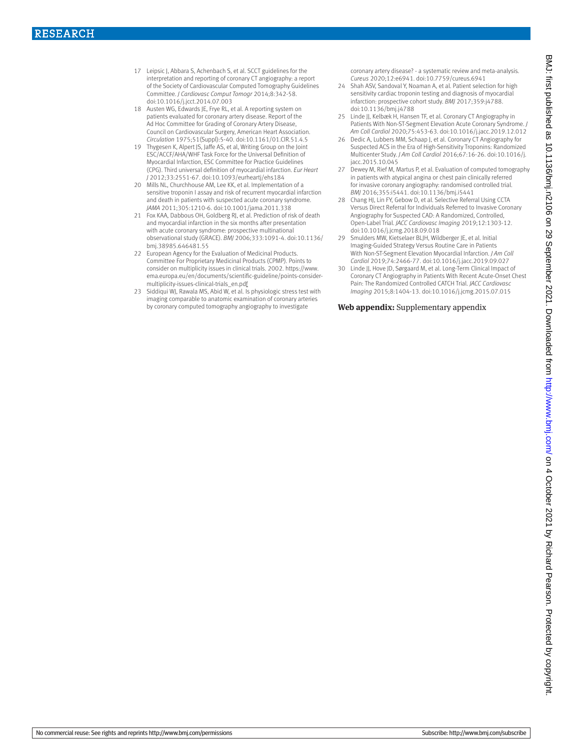17 Leipsic J, Abbara S, Achenbach S, et al. SCCT guidelines for the interpretation and reporting of coronary CT angiography: a report of the Society of Cardiovascular Computed Tomography Guidelines Committee. *J Cardiovasc Comput Tomogr* 2014;8:342-58. doi:10.1016/j.jcct.2014.07.003

18 Austen WG, Edwards JE, Frye RL, et al. A reporting system on patients evaluated for coronary artery disease. Report of the Ad Hoc Committee for Grading of Coronary Artery Disease, Council on Cardiovascular Surgery, American Heart Association. *Circulation* 1975;51(Suppl):5-40. doi:10.1161/01.CIR.51.4.5

19 Thygesen K, Alpert JS, Jaffe AS, et al, Writing Group on the Joint ESC/ACCF/AHA/WHF Task Force for the Universal Definition of Myocardial Infarction, ESC Committee for Practice Guidelines (CPG). Third universal definition of myocardial infarction. *Eur Heart J* 2012;33:2551-67. doi:10.1093/eurheartj/ehs184

20 Mills NL, Churchhouse AM, Lee KK, et al. Implementation of a sensitive troponin I assay and risk of recurrent myocardial infarction and death in patients with suspected acute coronary syndrome. *JAMA* 2011;305:1210-6. doi:10.1001/jama.2011.338

21 Fox KAA, Dabbous OH, Goldberg RJ, et al. Prediction of risk of death and myocardial infarction in the six months after presentation with acute coronary syndrome: prospective multinational observational study (GRACE). *BMJ* 2006;333:1091-4. doi:10.1136/bmj.38985.646481.55

22 European Agency for the Evaluation of Medicinal Products. Committee For Proprietary Medicinal Products (CPMP). Points to consider on multiplicity issues in clinical trials. 2002. https://www.ema.europa.eu/en/documents/scientific-guideline/points-consider-multiplicity-issues-clinical-trials_en.pdf

23 Siddiqui WJ, Rawala MS, Abid W, et al. Is physiologic stress test with imaging comparable to anatomic examination of coronary arteries by coronary computed tomography angiography to investigate coronary artery disease? - a systematic review and meta-analysis. *Cureus* 2020;12:e6941. doi:10.7759/cureus.6941

24 Shah ASV, Sandoval Y, Noaman A, et al. Patient selection for high sensitivity cardiac troponin testing and diagnosis of myocardial infarction: prospective cohort study. *BMJ* 2017;359:j4788. doi:10.1136/bmj.j4788

25 Linde JJ, Kelbæk H, Hansen TF, et al. Coronary CT Angiography in Patients With Non-ST-Segment Elevation Acute Coronary Syndrome. *J Am Coll Cardiol* 2020;75:453-63. doi:10.1016/j.jacc.2019.12.012

26 Dedic A, Lubbers MM, Schaap J, et al. Coronary CT Angiography for Suspected ACS in the Era of High-Sensitivity Troponins: Randomized Multicenter Study. *J Am Coll Cardiol* 2016;67:16-26. doi:10.1016/j.jacc.2015.10.045

27 Dewey M, Rief M, Martus P, et al. Evaluation of computed tomography in patients with atypical angina or chest pain clinically referred for invasive coronary angiography: randomised controlled trial. *BMJ* 2016;355:i5441. doi:10.1136/bmj.i5441

28 Chang HJ, Lin FY, Gebow D, et al. Selective Referral Using CCTA Versus Direct Referral for Individuals Referred to Invasive Coronary Angiography for Suspected CAD: A Randomized, Controlled, Open-Label Trial. *JACC Cardiovasc Imaging* 2019;12:1303-12. doi:10.1016/j.jcmg.2018.09.018

29 Smulders MW, Kietselaer BLJH, Wildberger JE, et al. Initial Imaging-Guided Strategy Versus Routine Care in Patients With Non-ST-Segment Elevation Myocardial Infarction. *J Am Coll Cardiol* 2019;74:2466-77. doi:10.1016/j.jacc.2019.09.027

30 Linde JJ, Hove JD, Sørgaard M, et al. Long-Term Clinical Impact of Coronary CT Angiography in Patients With Recent Acute-Onset Chest Pain: The Randomized Controlled CATCH Trial. *JACC Cardiovasc Imaging* 2015;8:1404-13. doi:10.1016/j.jcmg.2015.07.015

**Web appendix:** Supplementary appendix